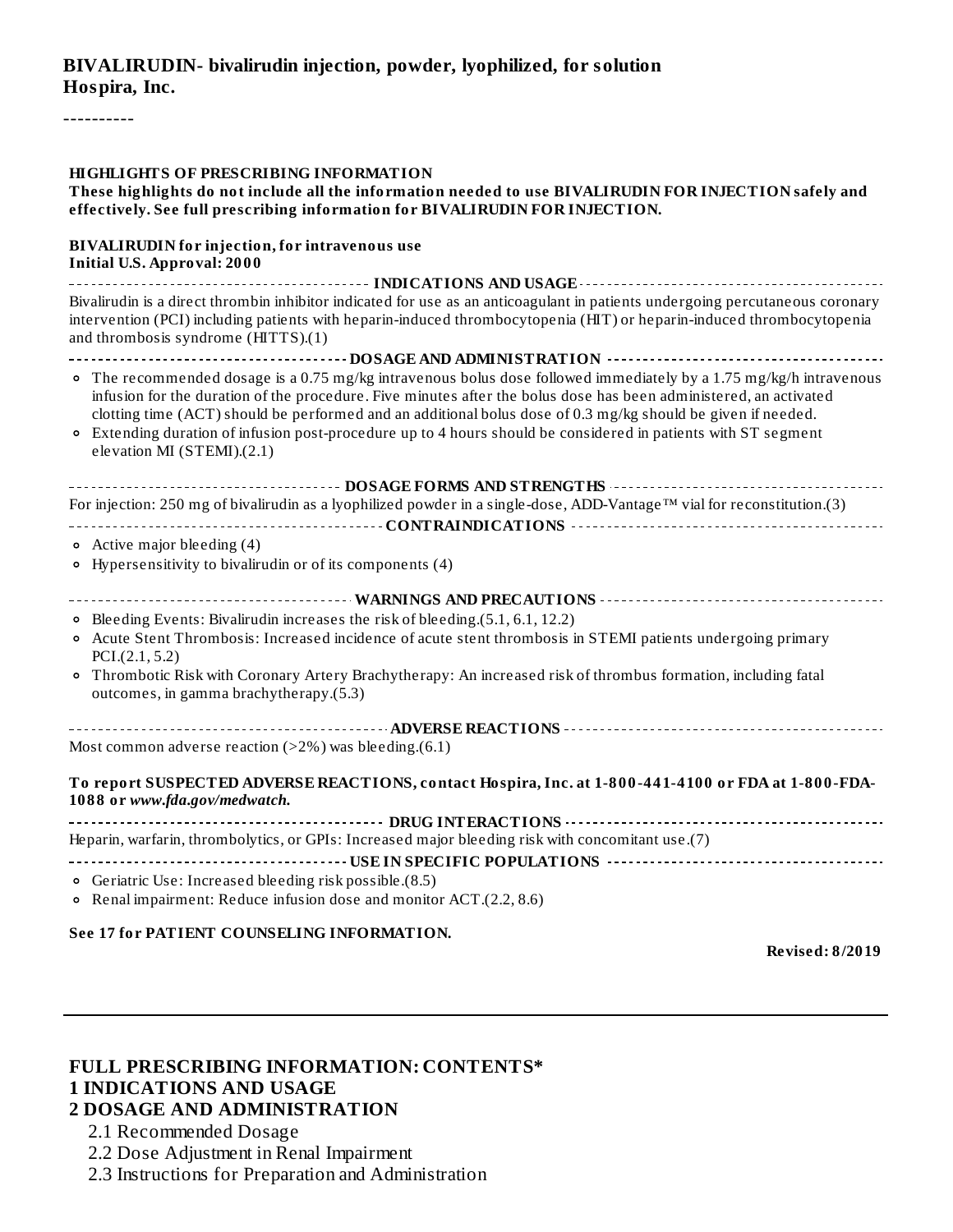**BIVALIRUDIN- bivalirudin injection, powder, lyophilized, for solution**
**Hospira, Inc.**

----------

**HIGHLIGHTS OF PRESCRIBING INFORMATION**

**These highlights do not include all the information needed to use BIVALIRUDIN FOR INJECTION safely and effectively. See full prescribing information for BIVALIRUDIN FOR INJECTION.**

**BIVALIRUDIN for injection, for intravenous use**
**Initial U.S. Approval: 2000**

**INDICATIONS AND USAGE**

Bivalirudin is a direct thrombin inhibitor indicated for use as an anticoagulant in patients undergoing percutaneous coronary intervention (PCI) including patients with heparin-induced thrombocytopenia (HIT) or heparin-induced thrombocytopenia and thrombosis syndrome (HITTS).(1)

**DOSAGE AND ADMINISTRATION**

- The recommended dosage is a 0.75 mg/kg intravenous bolus dose followed immediately by a 1.75 mg/kg/h intravenous infusion for the duration of the procedure. Five minutes after the bolus dose has been administered, an activated clotting time (ACT) should be performed and an additional bolus dose of 0.3 mg/kg should be given if needed.
- Extending duration of infusion post-procedure up to 4 hours should be considered in patients with ST segment elevation MI (STEMI).(2.1)

**DOSAGE FORMS AND STRENGTHS**

For injection: 250 mg of bivalirudin as a lyophilized powder in a single-dose, ADD-Vantage™ vial for reconstitution.(3)

**CONTRAINDICATIONS**

- Active major bleeding (4)
- Hypersensitivity to bivalirudin or of its components (4)

**WARNINGS AND PRECAUTIONS**

- Bleeding Events: Bivalirudin increases the risk of bleeding.(5.1, 6.1, 12.2)
- Acute Stent Thrombosis: Increased incidence of acute stent thrombosis in STEMI patients undergoing primary PCI.(2.1, 5.2)
- Thrombotic Risk with Coronary Artery Brachytherapy: An increased risk of thrombus formation, including fatal outcomes, in gamma brachytherapy.(5.3)

**ADVERSE REACTIONS**

Most common adverse reaction (>2%) was bleeding.(6.1)

**To report SUSPECTED ADVERSE REACTIONS, contact Hospira, Inc. at 1-800-441-4100 or FDA at 1-800-FDA-1088 or *www.fda.gov/medwatch.***

**DRUG INTERACTIONS**

Heparin, warfarin, thrombolytics, or GPIs: Increased major bleeding risk with concomitant use.(7)

**USE IN SPECIFIC POPULATIONS**

- Geriatric Use: Increased bleeding risk possible.(8.5)
- Renal impairment: Reduce infusion dose and monitor ACT.(2.2, 8.6)

**See 17 for PATIENT COUNSELING INFORMATION.**

**Revised: 8/2019**

---

## FULL PRESCRIBING INFORMATION: CONTENTS*

**1 INDICATIONS AND USAGE**

**2 DOSAGE AND ADMINISTRATION**

- 2.1 Recommended Dosage
- 2.2 Dose Adjustment in Renal Impairment
- 2.3 Instructions for Preparation and Administration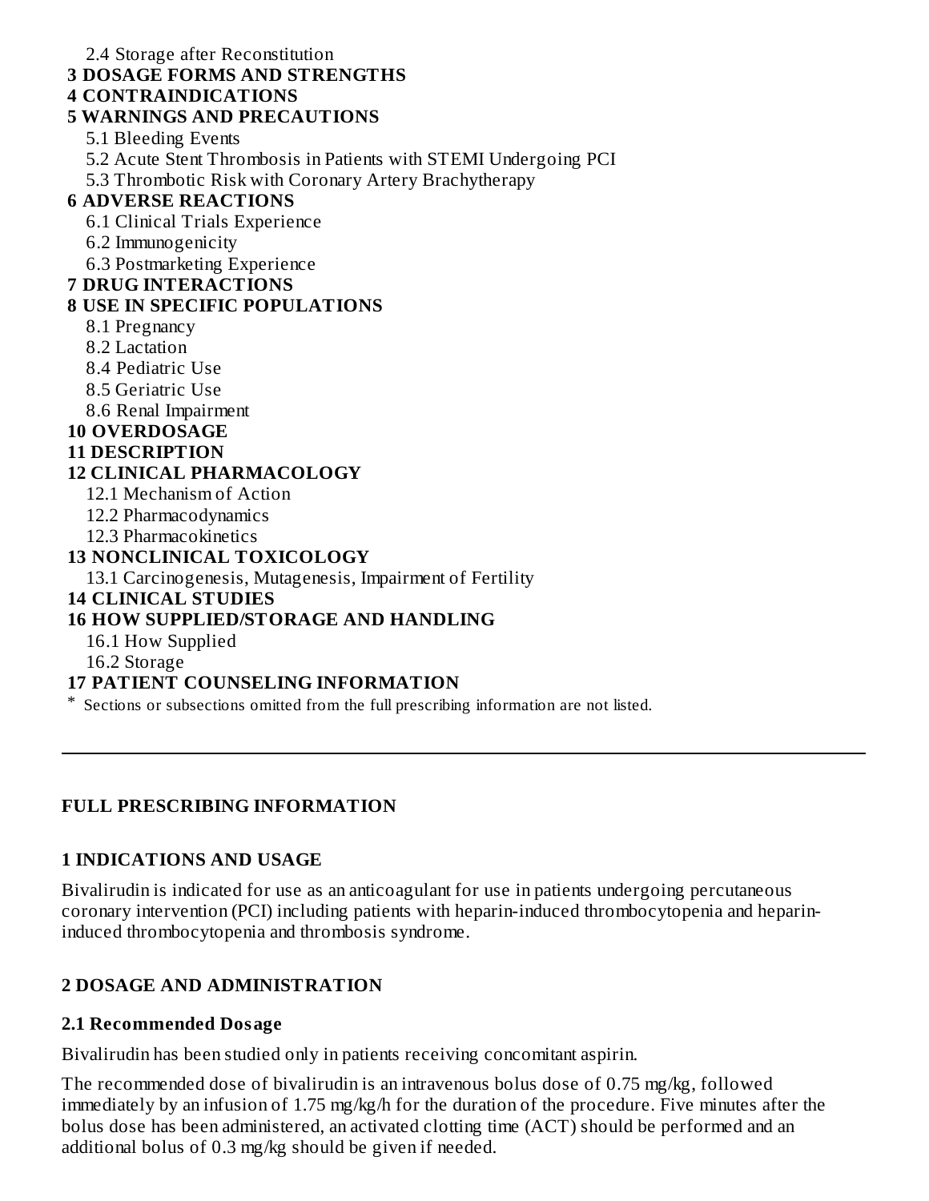2.4 Storage after Reconstitution

**3 DOSAGE FORMS AND STRENGTHS**

**4 CONTRAINDICATIONS**

**5 WARNINGS AND PRECAUTIONS**

5.1 Bleeding Events

5.2 Acute Stent Thrombosis in Patients with STEMI Undergoing PCI

5.3 Thrombotic Risk with Coronary Artery Brachytherapy

**6 ADVERSE REACTIONS**

6.1 Clinical Trials Experience

6.2 Immunogenicity

6.3 Postmarketing Experience

**7 DRUG INTERACTIONS**

**8 USE IN SPECIFIC POPULATIONS**

8.1 Pregnancy

8.2 Lactation

8.4 Pediatric Use

8.5 Geriatric Use

8.6 Renal Impairment

**10 OVERDOSAGE**

**11 DESCRIPTION**

**12 CLINICAL PHARMACOLOGY**

12.1 Mechanism of Action

12.2 Pharmacodynamics

12.3 Pharmacokinetics

**13 NONCLINICAL TOXICOLOGY**

13.1 Carcinogenesis, Mutagenesis, Impairment of Fertility

**14 CLINICAL STUDIES**

**16 HOW SUPPLIED/STORAGE AND HANDLING**

16.1 How Supplied

16.2 Storage

**17 PATIENT COUNSELING INFORMATION**

* Sections or subsections omitted from the full prescribing information are not listed.

---

# FULL PRESCRIBING INFORMATION

## 1 INDICATIONS AND USAGE

Bivalirudin is indicated for use as an anticoagulant for use in patients undergoing percutaneous coronary intervention (PCI) including patients with heparin-induced thrombocytopenia and heparin-induced thrombocytopenia and thrombosis syndrome.

## 2 DOSAGE AND ADMINISTRATION

### 2.1 Recommended Dosage

Bivalirudin has been studied only in patients receiving concomitant aspirin.

The recommended dose of bivalirudin is an intravenous bolus dose of 0.75 mg/kg, followed immediately by an infusion of 1.75 mg/kg/h for the duration of the procedure. Five minutes after the bolus dose has been administered, an activated clotting time (ACT) should be performed and an additional bolus of 0.3 mg/kg should be given if needed.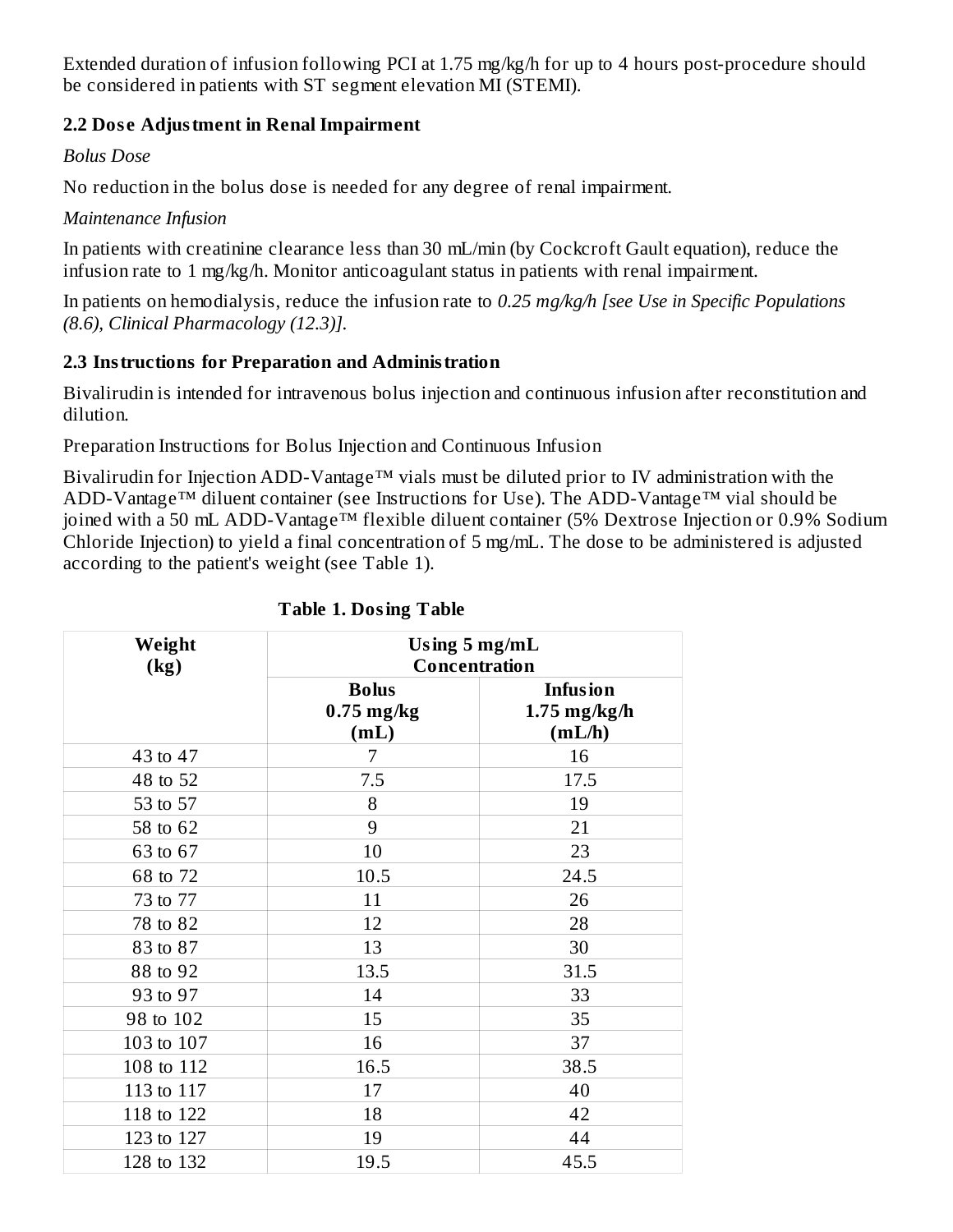Extended duration of infusion following PCI at 1.75 mg/kg/h for up to 4 hours post-procedure should be considered in patients with ST segment elevation MI (STEMI).

### 2.2 Dose Adjustment in Renal Impairment

*Bolus Dose*

No reduction in the bolus dose is needed for any degree of renal impairment.

*Maintenance Infusion*

In patients with creatinine clearance less than 30 mL/min (by Cockcroft Gault equation), reduce the infusion rate to 1 mg/kg/h. Monitor anticoagulant status in patients with renal impairment.

In patients on hemodialysis, reduce the infusion rate to *0.25 mg/kg/h [see Use in Specific Populations (8.6), Clinical Pharmacology (12.3)]*.

### 2.3 Instructions for Preparation and Administration

Bivalirudin is intended for intravenous bolus injection and continuous infusion after reconstitution and dilution.

Preparation Instructions for Bolus Injection and Continuous Infusion

Bivalirudin for Injection ADD-Vantage™ vials must be diluted prior to IV administration with the ADD-Vantage™ diluent container (see Instructions for Use). The ADD-Vantage™ vial should be joined with a 50 mL ADD-Vantage™ flexible diluent container (5% Dextrose Injection or 0.9% Sodium Chloride Injection) to yield a final concentration of 5 mg/mL. The dose to be administered is adjusted according to the patient's weight (see Table 1).

**Table 1. Dosing Table**

| Weight (kg) | Using 5 mg/mL Concentration | |
|---|---|---|
| | **Bolus 0.75 mg/kg (mL)** | **Infusion 1.75 mg/kg/h (mL/h)** |
| 43 to 47 | 7 | 16 |
| 48 to 52 | 7.5 | 17.5 |
| 53 to 57 | 8 | 19 |
| 58 to 62 | 9 | 21 |
| 63 to 67 | 10 | 23 |
| 68 to 72 | 10.5 | 24.5 |
| 73 to 77 | 11 | 26 |
| 78 to 82 | 12 | 28 |
| 83 to 87 | 13 | 30 |
| 88 to 92 | 13.5 | 31.5 |
| 93 to 97 | 14 | 33 |
| 98 to 102 | 15 | 35 |
| 103 to 107 | 16 | 37 |
| 108 to 112 | 16.5 | 38.5 |
| 113 to 117 | 17 | 40 |
| 118 to 122 | 18 | 42 |
| 123 to 127 | 19 | 44 |
| 128 to 132 | 19.5 | 45.5 |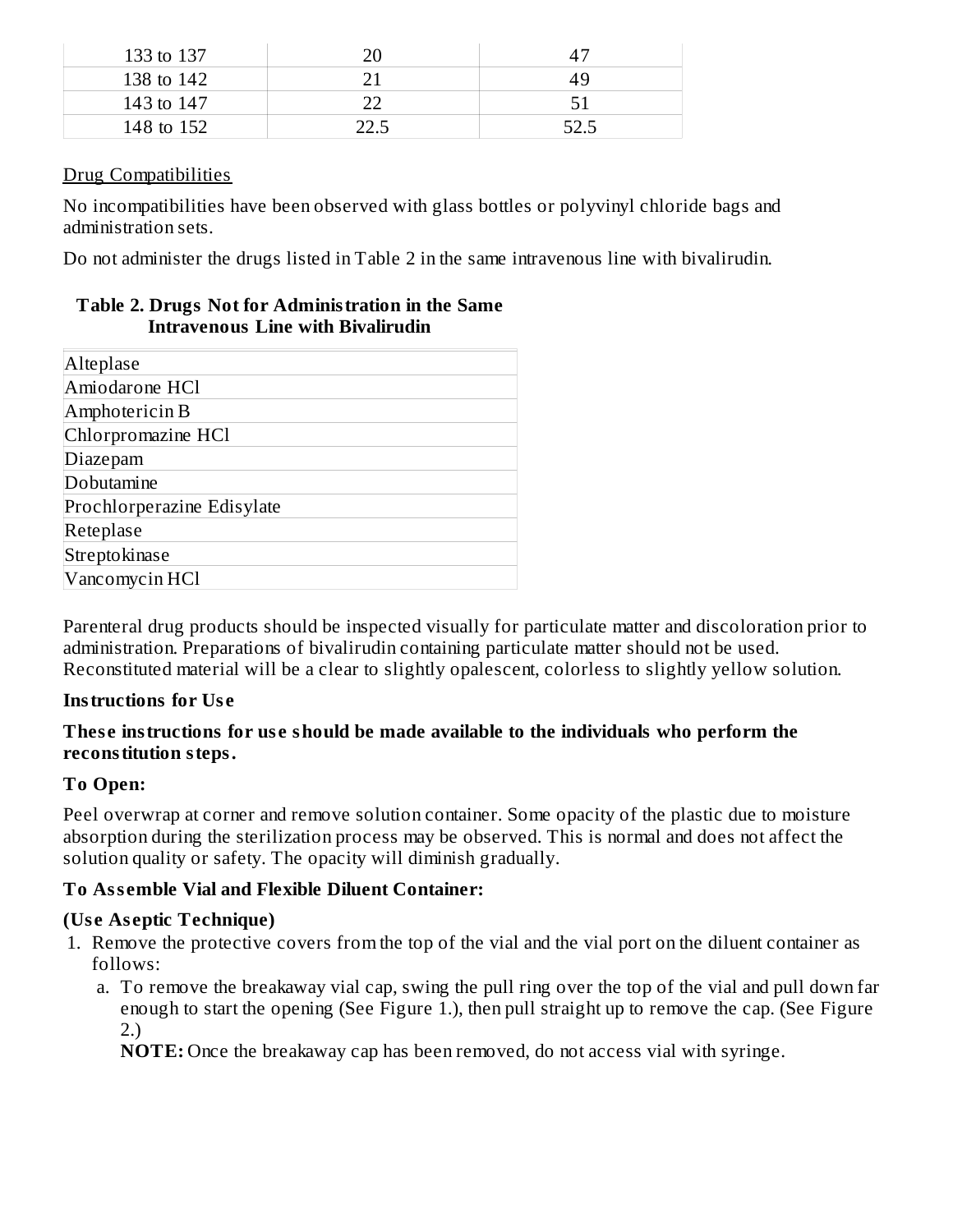| 133 to 137 | 20 | 47 |
| --- | --- | --- |
| 138 to 142 | 21 | 49 |
| 143 to 147 | 22 | 51 |
| 148 to 152 | 22.5 | 52.5 |

Drug Compatibilities

No incompatibilities have been observed with glass bottles or polyvinyl chloride bags and administration sets.

Do not administer the drugs listed in Table 2 in the same intravenous line with bivalirudin.

**Table 2. Drugs Not for Administration in the Same Intravenous Line with Bivalirudin**

| |
| --- |
| Alteplase |
| Amiodarone HCl |
| Amphotericin B |
| Chlorpromazine HCl |
| Diazepam |
| Dobutamine |
| Prochlorperazine Edisylate |
| Reteplase |
| Streptokinase |
| Vancomycin HCl |

Parenteral drug products should be inspected visually for particulate matter and discoloration prior to administration. Preparations of bivalirudin containing particulate matter should not be used. Reconstituted material will be a clear to slightly opalescent, colorless to slightly yellow solution.

**Instructions for Use**

**These instructions for use should be made available to the individuals who perform the reconstitution steps.**

**To Open:**

Peel overwrap at corner and remove solution container. Some opacity of the plastic due to moisture absorption during the sterilization process may be observed. This is normal and does not affect the solution quality or safety. The opacity will diminish gradually.

**To Assemble Vial and Flexible Diluent Container:**

**(Use Aseptic Technique)**

1. Remove the protective covers from the top of the vial and the vial port on the diluent container as follows:
   a. To remove the breakaway vial cap, swing the pull ring over the top of the vial and pull down far enough to start the opening (See Figure 1.), then pull straight up to remove the cap. (See Figure 2.)
   **NOTE:** Once the breakaway cap has been removed, do not access vial with syringe.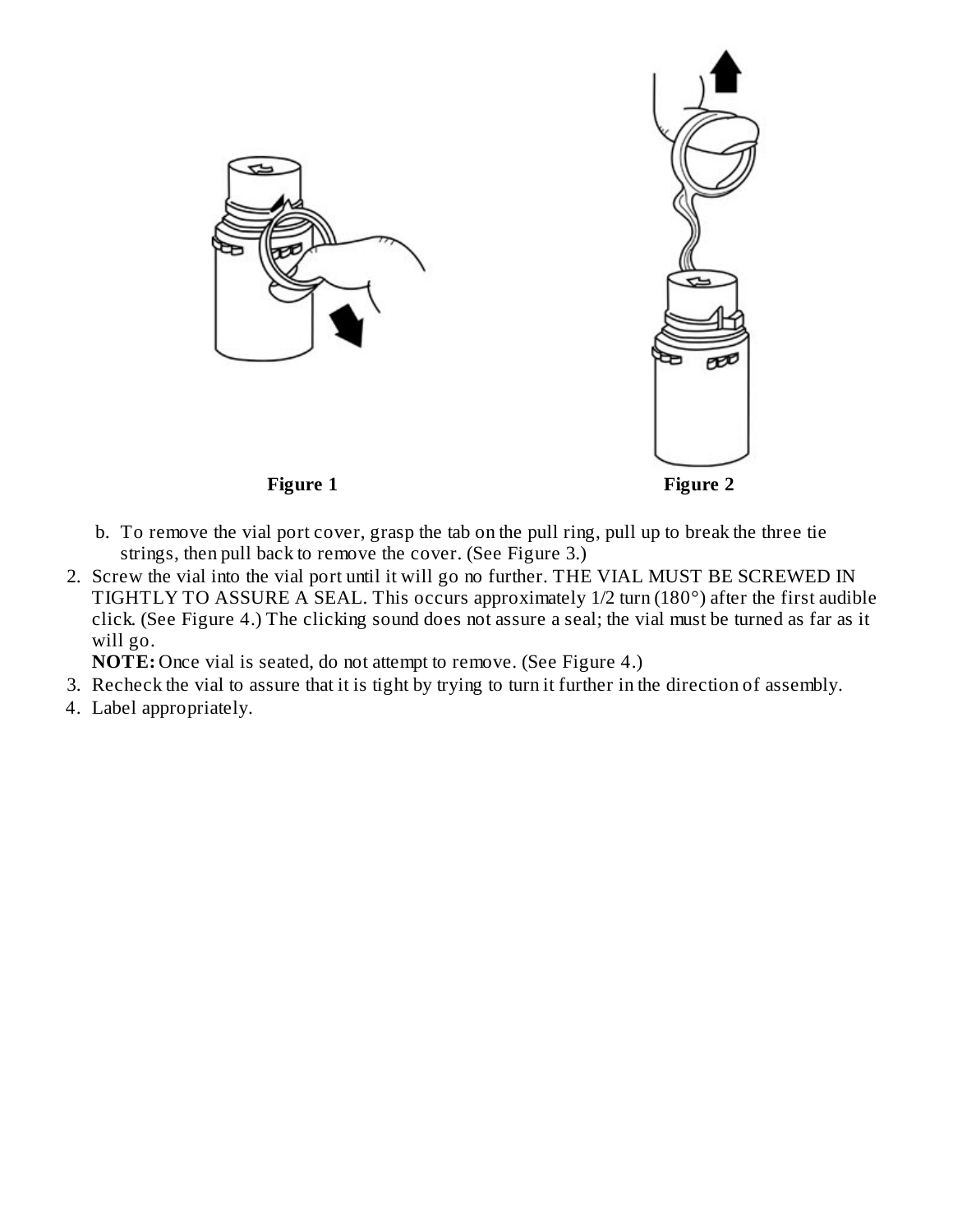Figure 1

Figure 2

b. To remove the vial port cover, grasp the tab on the pull ring, pull up to break the three tie strings, then pull back to remove the cover. (See Figure 3.)

2. Screw the vial into the vial port until it will go no further. THE VIAL MUST BE SCREWED IN TIGHTLY TO ASSURE A SEAL. This occurs approximately 1/2 turn (180°) after the first audible click. (See Figure 4.) The clicking sound does not assure a seal; the vial must be turned as far as it will go.

   **NOTE:** Once vial is seated, do not attempt to remove. (See Figure 4.)

3. Recheck the vial to assure that it is tight by trying to turn it further in the direction of assembly.
4. Label appropriately.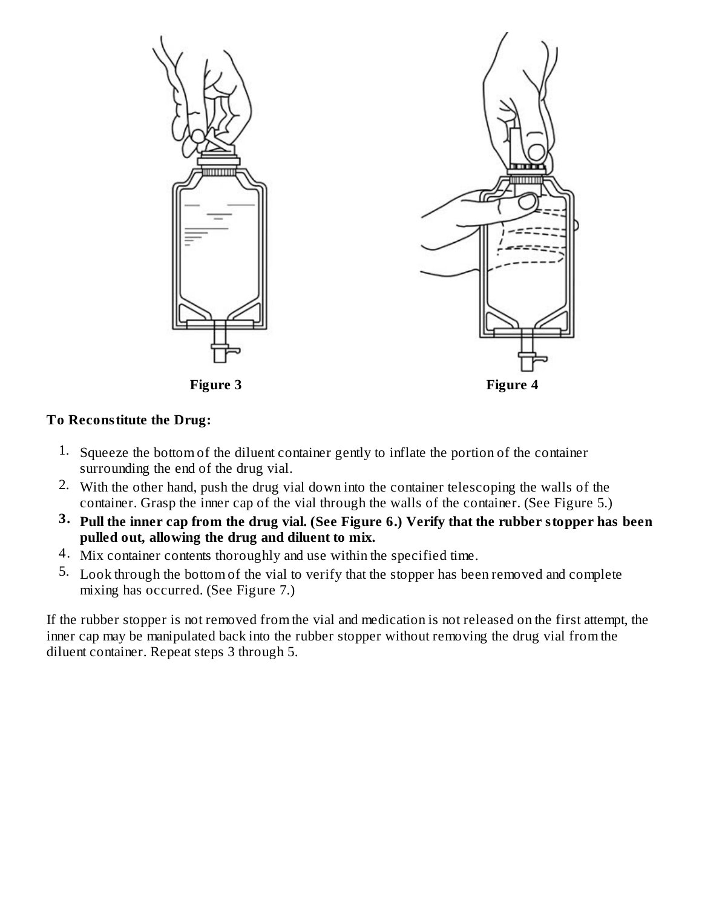Figure 3

Figure 4

**To Reconstitute the Drug:**

1. Squeeze the bottom of the diluent container gently to inflate the portion of the container surrounding the end of the drug vial.
2. With the other hand, push the drug vial down into the container telescoping the walls of the container. Grasp the inner cap of the vial through the walls of the container. (See Figure 5.)
3. **Pull the inner cap from the drug vial. (See Figure 6.) Verify that the rubber stopper has been pulled out, allowing the drug and diluent to mix.**
4. Mix container contents thoroughly and use within the specified time.
5. Look through the bottom of the vial to verify that the stopper has been removed and complete mixing has occurred. (See Figure 7.)

If the rubber stopper is not removed from the vial and medication is not released on the first attempt, the inner cap may be manipulated back into the rubber stopper without removing the drug vial from the diluent container. Repeat steps 3 through 5.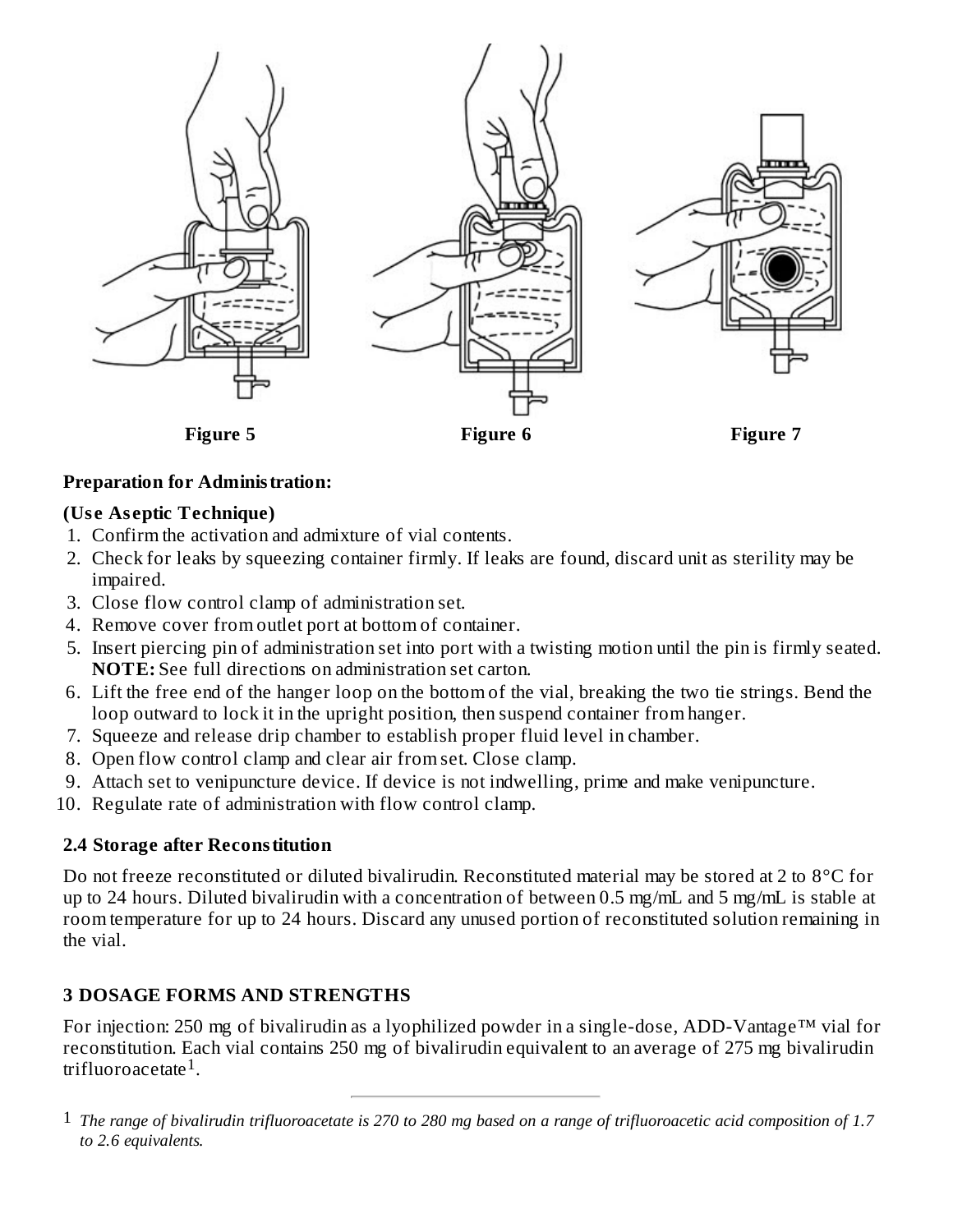**Figure 5** **Figure 6** **Figure 7**

**Preparation for Administration:**

**(Use Aseptic Technique)**

1. Confirm the activation and admixture of vial contents.
2. Check for leaks by squeezing container firmly. If leaks are found, discard unit as sterility may be impaired.
3. Close flow control clamp of administration set.
4. Remove cover from outlet port at bottom of container.
5. Insert piercing pin of administration set into port with a twisting motion until the pin is firmly seated. **NOTE:** See full directions on administration set carton.
6. Lift the free end of the hanger loop on the bottom of the vial, breaking the two tie strings. Bend the loop outward to lock it in the upright position, then suspend container from hanger.
7. Squeeze and release drip chamber to establish proper fluid level in chamber.
8. Open flow control clamp and clear air from set. Close clamp.
9. Attach set to venipuncture device. If device is not indwelling, prime and make venipuncture.
10. Regulate rate of administration with flow control clamp.

### 2.4 Storage after Reconstitution

Do not freeze reconstituted or diluted bivalirudin. Reconstituted material may be stored at 2 to 8°C for up to 24 hours. Diluted bivalirudin with a concentration of between 0.5 mg/mL and 5 mg/mL is stable at room temperature for up to 24 hours. Discard any unused portion of reconstituted solution remaining in the vial.

## 3 DOSAGE FORMS AND STRENGTHS

For injection: 250 mg of bivalirudin as a lyophilized powder in a single-dose, ADD-Vantage™ vial for reconstitution. Each vial contains 250 mg of bivalirudin equivalent to an average of 275 mg bivalirudin trifluoroacetate[1].

---

[1] *The range of bivalirudin trifluoroacetate is 270 to 280 mg based on a range of trifluoroacetic acid composition of 1.7 to 2.6 equivalents.*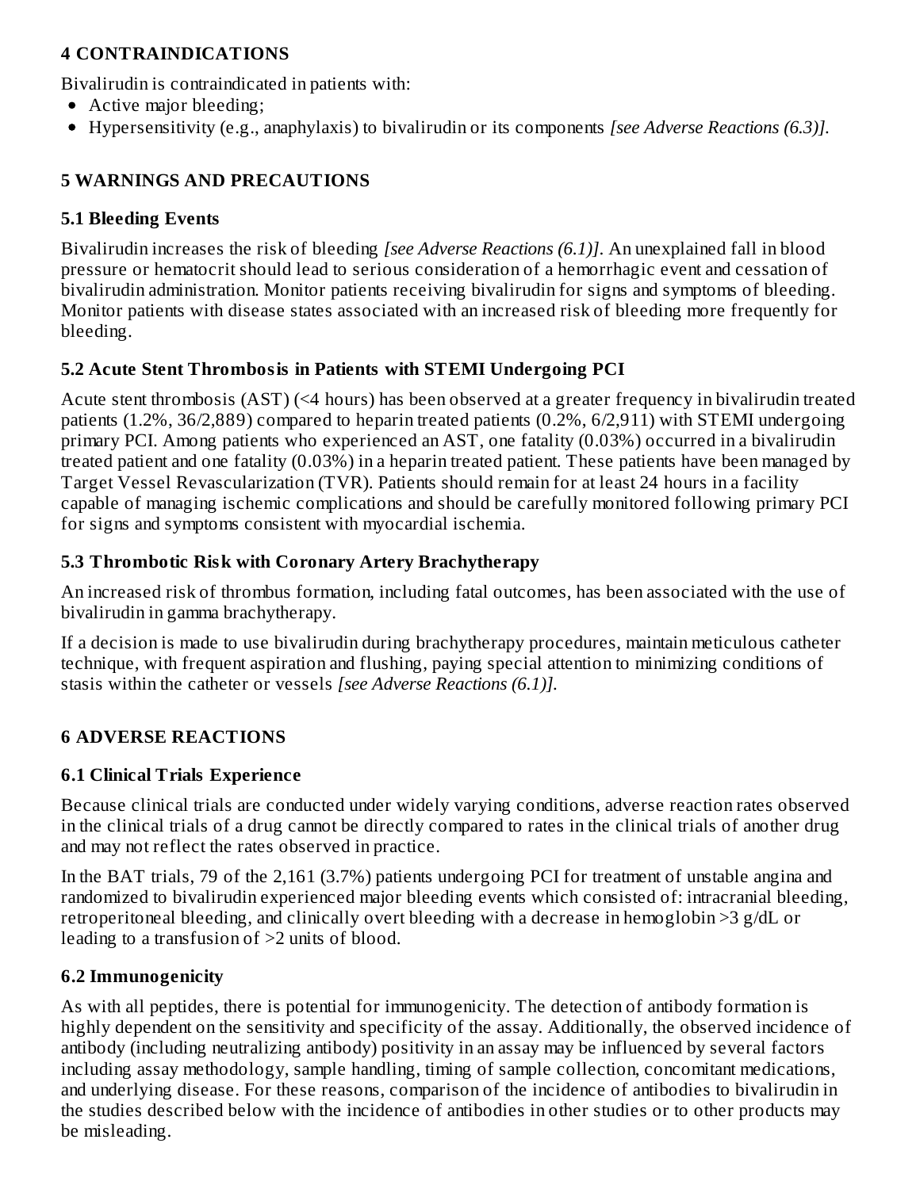## 4 CONTRAINDICATIONS

Bivalirudin is contraindicated in patients with:

- Active major bleeding;
- Hypersensitivity (e.g., anaphylaxis) to bivalirudin or its components *[see Adverse Reactions (6.3)]*.

## 5 WARNINGS AND PRECAUTIONS

### 5.1 Bleeding Events

Bivalirudin increases the risk of bleeding *[see Adverse Reactions (6.1)]*. An unexplained fall in blood pressure or hematocrit should lead to serious consideration of a hemorrhagic event and cessation of bivalirudin administration. Monitor patients receiving bivalirudin for signs and symptoms of bleeding. Monitor patients with disease states associated with an increased risk of bleeding more frequently for bleeding.

### 5.2 Acute Stent Thrombosis in Patients with STEMI Undergoing PCI

Acute stent thrombosis (AST) (<4 hours) has been observed at a greater frequency in bivalirudin treated patients (1.2%, 36/2,889) compared to heparin treated patients (0.2%, 6/2,911) with STEMI undergoing primary PCI. Among patients who experienced an AST, one fatality (0.03%) occurred in a bivalirudin treated patient and one fatality (0.03%) in a heparin treated patient. These patients have been managed by Target Vessel Revascularization (TVR). Patients should remain for at least 24 hours in a facility capable of managing ischemic complications and should be carefully monitored following primary PCI for signs and symptoms consistent with myocardial ischemia.

### 5.3 Thrombotic Risk with Coronary Artery Brachytherapy

An increased risk of thrombus formation, including fatal outcomes, has been associated with the use of bivalirudin in gamma brachytherapy.

If a decision is made to use bivalirudin during brachytherapy procedures, maintain meticulous catheter technique, with frequent aspiration and flushing, paying special attention to minimizing conditions of stasis within the catheter or vessels *[see Adverse Reactions (6.1)]*.

## 6 ADVERSE REACTIONS

### 6.1 Clinical Trials Experience

Because clinical trials are conducted under widely varying conditions, adverse reaction rates observed in the clinical trials of a drug cannot be directly compared to rates in the clinical trials of another drug and may not reflect the rates observed in practice.

In the BAT trials, 79 of the 2,161 (3.7%) patients undergoing PCI for treatment of unstable angina and randomized to bivalirudin experienced major bleeding events which consisted of: intracranial bleeding, retroperitoneal bleeding, and clinically overt bleeding with a decrease in hemoglobin >3 g/dL or leading to a transfusion of >2 units of blood.

### 6.2 Immunogenicity

As with all peptides, there is potential for immunogenicity. The detection of antibody formation is highly dependent on the sensitivity and specificity of the assay. Additionally, the observed incidence of antibody (including neutralizing antibody) positivity in an assay may be influenced by several factors including assay methodology, sample handling, timing of sample collection, concomitant medications, and underlying disease. For these reasons, comparison of the incidence of antibodies to bivalirudin in the studies described below with the incidence of antibodies in other studies or to other products may be misleading.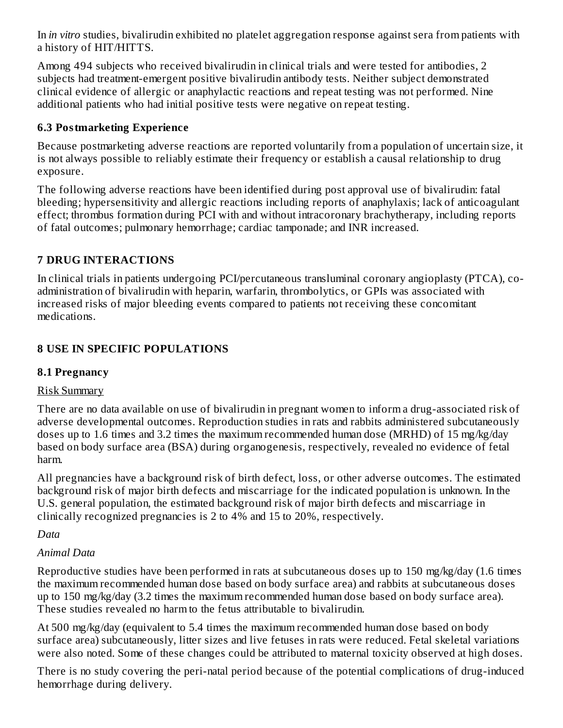In *in vitro* studies, bivalirudin exhibited no platelet aggregation response against sera from patients with a history of HIT/HITTS.

Among 494 subjects who received bivalirudin in clinical trials and were tested for antibodies, 2 subjects had treatment-emergent positive bivalirudin antibody tests. Neither subject demonstrated clinical evidence of allergic or anaphylactic reactions and repeat testing was not performed. Nine additional patients who had initial positive tests were negative on repeat testing.

### 6.3 Postmarketing Experience

Because postmarketing adverse reactions are reported voluntarily from a population of uncertain size, it is not always possible to reliably estimate their frequency or establish a causal relationship to drug exposure.

The following adverse reactions have been identified during post approval use of bivalirudin: fatal bleeding; hypersensitivity and allergic reactions including reports of anaphylaxis; lack of anticoagulant effect; thrombus formation during PCI with and without intracoronary brachytherapy, including reports of fatal outcomes; pulmonary hemorrhage; cardiac tamponade; and INR increased.

## 7 DRUG INTERACTIONS

In clinical trials in patients undergoing PCI/percutaneous transluminal coronary angioplasty (PTCA), co-administration of bivalirudin with heparin, warfarin, thrombolytics, or GPIs was associated with increased risks of major bleeding events compared to patients not receiving these concomitant medications.

## 8 USE IN SPECIFIC POPULATIONS

### 8.1 Pregnancy

Risk Summary

There are no data available on use of bivalirudin in pregnant women to inform a drug-associated risk of adverse developmental outcomes. Reproduction studies in rats and rabbits administered subcutaneously doses up to 1.6 times and 3.2 times the maximum recommended human dose (MRHD) of 15 mg/kg/day based on body surface area (BSA) during organogenesis, respectively, revealed no evidence of fetal harm.

All pregnancies have a background risk of birth defect, loss, or other adverse outcomes. The estimated background risk of major birth defects and miscarriage for the indicated population is unknown. In the U.S. general population, the estimated background risk of major birth defects and miscarriage in clinically recognized pregnancies is 2 to 4% and 15 to 20%, respectively.

*Data*

*Animal Data*

Reproductive studies have been performed in rats at subcutaneous doses up to 150 mg/kg/day (1.6 times the maximum recommended human dose based on body surface area) and rabbits at subcutaneous doses up to 150 mg/kg/day (3.2 times the maximum recommended human dose based on body surface area). These studies revealed no harm to the fetus attributable to bivalirudin.

At 500 mg/kg/day (equivalent to 5.4 times the maximum recommended human dose based on body surface area) subcutaneously, litter sizes and live fetuses in rats were reduced. Fetal skeletal variations were also noted. Some of these changes could be attributed to maternal toxicity observed at high doses.

There is no study covering the peri-natal period because of the potential complications of drug-induced hemorrhage during delivery.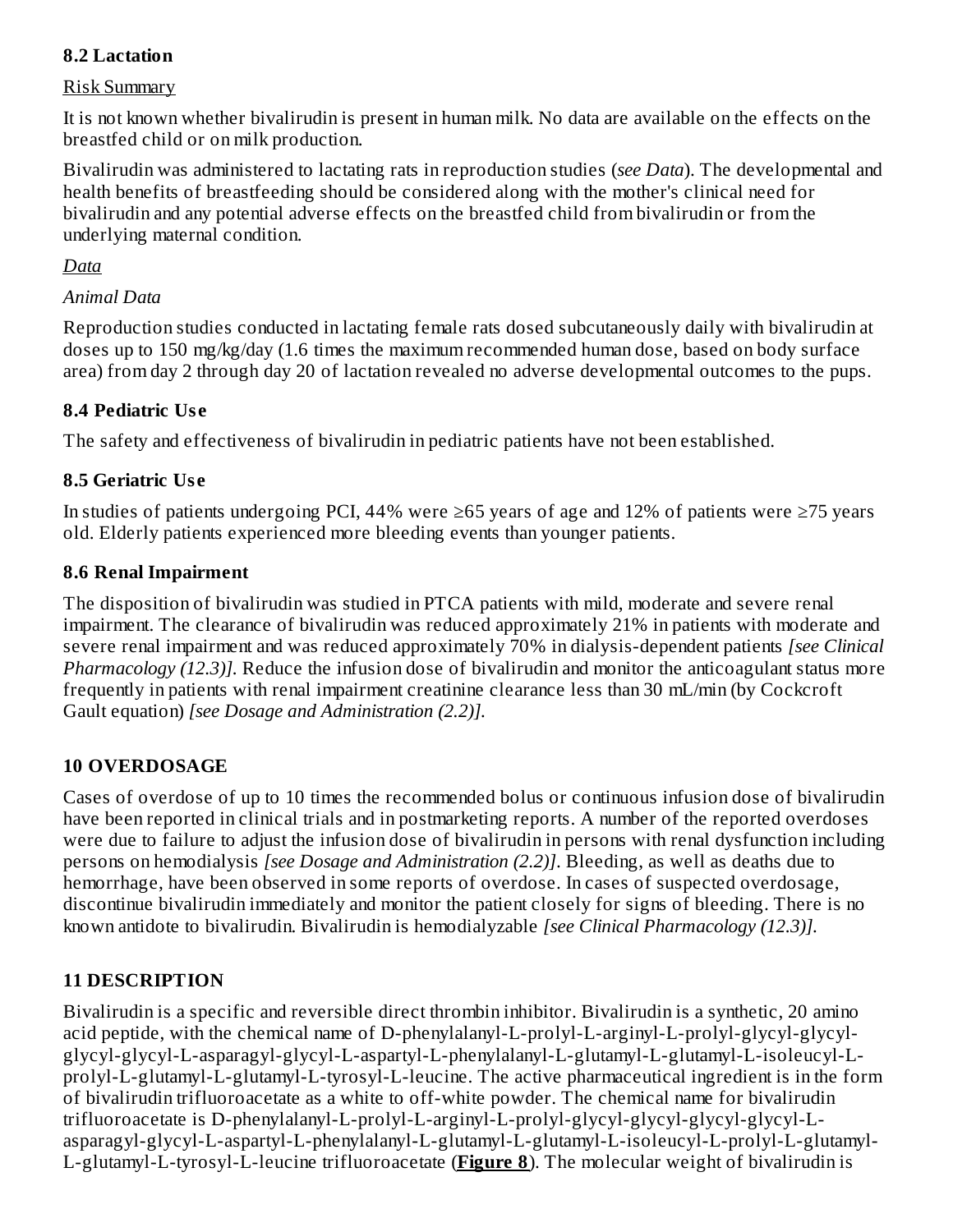### 8.2 Lactation

Risk Summary

It is not known whether bivalirudin is present in human milk. No data are available on the effects on the breastfed child or on milk production.

Bivalirudin was administered to lactating rats in reproduction studies (*see Data*). The developmental and health benefits of breastfeeding should be considered along with the mother's clinical need for bivalirudin and any potential adverse effects on the breastfed child from bivalirudin or from the underlying maternal condition.

*Data*

*Animal Data*

Reproduction studies conducted in lactating female rats dosed subcutaneously daily with bivalirudin at doses up to 150 mg/kg/day (1.6 times the maximum recommended human dose, based on body surface area) from day 2 through day 20 of lactation revealed no adverse developmental outcomes to the pups.

### 8.4 Pediatric Use

The safety and effectiveness of bivalirudin in pediatric patients have not been established.

### 8.5 Geriatric Use

In studies of patients undergoing PCI, 44% were ≥65 years of age and 12% of patients were ≥75 years old. Elderly patients experienced more bleeding events than younger patients.

### 8.6 Renal Impairment

The disposition of bivalirudin was studied in PTCA patients with mild, moderate and severe renal impairment. The clearance of bivalirudin was reduced approximately 21% in patients with moderate and severe renal impairment and was reduced approximately 70% in dialysis-dependent patients *[see Clinical Pharmacology (12.3)]*. Reduce the infusion dose of bivalirudin and monitor the anticoagulant status more frequently in patients with renal impairment creatinine clearance less than 30 mL/min (by Cockcroft Gault equation) *[see Dosage and Administration (2.2)]*.

## 10 OVERDOSAGE

Cases of overdose of up to 10 times the recommended bolus or continuous infusion dose of bivalirudin have been reported in clinical trials and in postmarketing reports. A number of the reported overdoses were due to failure to adjust the infusion dose of bivalirudin in persons with renal dysfunction including persons on hemodialysis *[see Dosage and Administration (2.2)]*. Bleeding, as well as deaths due to hemorrhage, have been observed in some reports of overdose. In cases of suspected overdosage, discontinue bivalirudin immediately and monitor the patient closely for signs of bleeding. There is no known antidote to bivalirudin. Bivalirudin is hemodialyzable *[see Clinical Pharmacology (12.3)]*.

## 11 DESCRIPTION

Bivalirudin is a specific and reversible direct thrombin inhibitor. Bivalirudin is a synthetic, 20 amino acid peptide, with the chemical name of D-phenylalanyl-L-prolyl-L-arginyl-L-prolyl-glycyl-glycyl-glycyl-glycyl-L-asparagyl-glycyl-L-aspartyl-L-phenylalanyl-L-glutamyl-L-glutamyl-L-isoleucyl-L-prolyl-L-glutamyl-L-glutamyl-L-tyrosyl-L-leucine. The active pharmaceutical ingredient is in the form of bivalirudin trifluoroacetate as a white to off-white powder. The chemical name for bivalirudin trifluoroacetate is D-phenylalanyl-L-prolyl-L-arginyl-L-prolyl-glycyl-glycyl-glycyl-glycyl-L-asparagyl-glycyl-L-aspartyl-L-phenylalanyl-L-glutamyl-L-glutamyl-L-isoleucyl-L-prolyl-L-glutamyl-L-glutamyl-L-tyrosyl-L-leucine trifluoroacetate (**Figure 8**). The molecular weight of bivalirudin is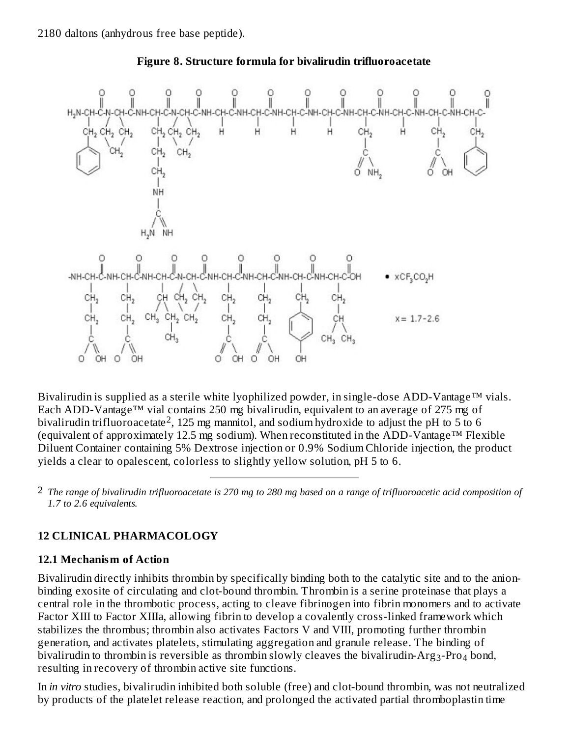2180 daltons (anhydrous free base peptide).

**Figure 8. Structure formula for bivalirudin trifluoroacetate**

$\bullet\ xCF_3CO_2H$

x= 1.7-2.6

Bivalirudin is supplied as a sterile white lyophilized powder, in single-dose ADD-Vantage™ vials. Each ADD-Vantage™ vial contains 250 mg bivalirudin, equivalent to an average of 275 mg of bivalirudin trifluoroacetate[2], 125 mg mannitol, and sodium hydroxide to adjust the pH to 5 to 6 (equivalent of approximately 12.5 mg sodium). When reconstituted in the ADD-Vantage™ Flexible Diluent Container containing 5% Dextrose injection or 0.9% Sodium Chloride injection, the product yields a clear to opalescent, colorless to slightly yellow solution, pH 5 to 6.

---

[2] *The range of bivalirudin trifluoroacetate is 270 mg to 280 mg based on a range of trifluoroacetic acid composition of 1.7 to 2.6 equivalents.*

## 12 CLINICAL PHARMACOLOGY

### 12.1 Mechanism of Action

Bivalirudin directly inhibits thrombin by specifically binding both to the catalytic site and to the anion-binding exosite of circulating and clot-bound thrombin. Thrombin is a serine proteinase that plays a central role in the thrombotic process, acting to cleave fibrinogen into fibrin monomers and to activate Factor XIII to Factor XIIIa, allowing fibrin to develop a covalently cross-linked framework which stabilizes the thrombus; thrombin also activates Factors V and VIII, promoting further thrombin generation, and activates platelets, stimulating aggregation and granule release. The binding of bivalirudin to thrombin is reversible as thrombin slowly cleaves the bivalirudin-$Arg_3$-$Pro_4$ bond, resulting in recovery of thrombin active site functions.

In *in vitro* studies, bivalirudin inhibited both soluble (free) and clot-bound thrombin, was not neutralized by products of the platelet release reaction, and prolonged the activated partial thromboplastin time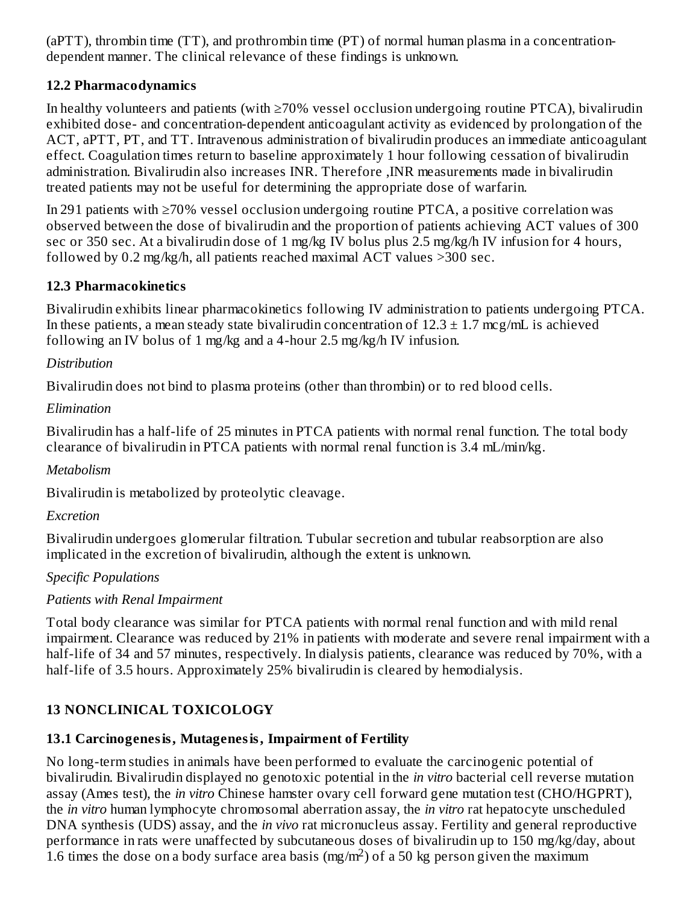(aPTT), thrombin time (TT), and prothrombin time (PT) of normal human plasma in a concentration-dependent manner. The clinical relevance of these findings is unknown.

### 12.2 Pharmacodynamics

In healthy volunteers and patients (with ≥70% vessel occlusion undergoing routine PTCA), bivalirudin exhibited dose- and concentration-dependent anticoagulant activity as evidenced by prolongation of the ACT, aPTT, PT, and TT. Intravenous administration of bivalirudin produces an immediate anticoagulant effect. Coagulation times return to baseline approximately 1 hour following cessation of bivalirudin administration. Bivalirudin also increases INR. Therefore ,INR measurements made in bivalirudin treated patients may not be useful for determining the appropriate dose of warfarin.

In 291 patients with ≥70% vessel occlusion undergoing routine PTCA, a positive correlation was observed between the dose of bivalirudin and the proportion of patients achieving ACT values of 300 sec or 350 sec. At a bivalirudin dose of 1 mg/kg IV bolus plus 2.5 mg/kg/h IV infusion for 4 hours, followed by 0.2 mg/kg/h, all patients reached maximal ACT values >300 sec.

### 12.3 Pharmacokinetics

Bivalirudin exhibits linear pharmacokinetics following IV administration to patients undergoing PTCA. In these patients, a mean steady state bivalirudin concentration of 12.3 ± 1.7 mcg/mL is achieved following an IV bolus of 1 mg/kg and a 4-hour 2.5 mg/kg/h IV infusion.

*Distribution*

Bivalirudin does not bind to plasma proteins (other than thrombin) or to red blood cells.

*Elimination*

Bivalirudin has a half-life of 25 minutes in PTCA patients with normal renal function. The total body clearance of bivalirudin in PTCA patients with normal renal function is 3.4 mL/min/kg.

*Metabolism*

Bivalirudin is metabolized by proteolytic cleavage.

*Excretion*

Bivalirudin undergoes glomerular filtration. Tubular secretion and tubular reabsorption are also implicated in the excretion of bivalirudin, although the extent is unknown.

*Specific Populations*

*Patients with Renal Impairment*

Total body clearance was similar for PTCA patients with normal renal function and with mild renal impairment. Clearance was reduced by 21% in patients with moderate and severe renal impairment with a half-life of 34 and 57 minutes, respectively. In dialysis patients, clearance was reduced by 70%, with a half-life of 3.5 hours. Approximately 25% bivalirudin is cleared by hemodialysis.

## 13 NONCLINICAL TOXICOLOGY

### 13.1 Carcinogenesis, Mutagenesis, Impairment of Fertility

No long-term studies in animals have been performed to evaluate the carcinogenic potential of bivalirudin. Bivalirudin displayed no genotoxic potential in the *in vitro* bacterial cell reverse mutation assay (Ames test), the *in vitro* Chinese hamster ovary cell forward gene mutation test (CHO/HGPRT), the *in vitro* human lymphocyte chromosomal aberration assay, the *in vitro* rat hepatocyte unscheduled DNA synthesis (UDS) assay, and the *in vivo* rat micronucleus assay. Fertility and general reproductive performance in rats were unaffected by subcutaneous doses of bivalirudin up to 150 mg/kg/day, about 1.6 times the dose on a body surface area basis (mg/m$^2$) of a 50 kg person given the maximum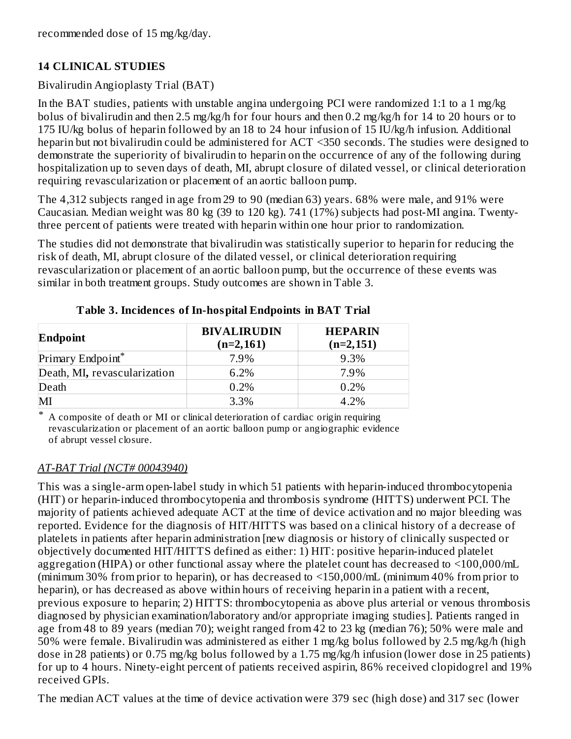recommended dose of 15 mg/kg/day.

## 14 CLINICAL STUDIES

Bivalirudin Angioplasty Trial (BAT)

In the BAT studies, patients with unstable angina undergoing PCI were randomized 1:1 to a 1 mg/kg bolus of bivalirudin and then 2.5 mg/kg/h for four hours and then 0.2 mg/kg/h for 14 to 20 hours or to 175 IU/kg bolus of heparin followed by an 18 to 24 hour infusion of 15 IU/kg/h infusion. Additional heparin but not bivalirudin could be administered for ACT <350 seconds. The studies were designed to demonstrate the superiority of bivalirudin to heparin on the occurrence of any of the following during hospitalization up to seven days of death, MI, abrupt closure of dilated vessel, or clinical deterioration requiring revascularization or placement of an aortic balloon pump.

The 4,312 subjects ranged in age from 29 to 90 (median 63) years. 68% were male, and 91% were Caucasian. Median weight was 80 kg (39 to 120 kg). 741 (17%) subjects had post-MI angina. Twenty-three percent of patients were treated with heparin within one hour prior to randomization.

The studies did not demonstrate that bivalirudin was statistically superior to heparin for reducing the risk of death, MI, abrupt closure of the dilated vessel, or clinical deterioration requiring revascularization or placement of an aortic balloon pump, but the occurrence of these events was similar in both treatment groups. Study outcomes are shown in Table 3.

**Table 3. Incidences of In-hospital Endpoints in BAT Trial**

| Endpoint | BIVALIRUDIN (n=2,161) | HEPARIN (n=2,151) |
|---|---|---|
| Primary Endpoint* | 7.9% | 9.3% |
| Death, MI, revascularization | 6.2% | 7.9% |
| Death | 0.2% | 0.2% |
| MI | 3.3% | 4.2% |

\* A composite of death or MI or clinical deterioration of cardiac origin requiring revascularization or placement of an aortic balloon pump or angiographic evidence of abrupt vessel closure.

*AT-BAT Trial (NCT# 00043940)*

This was a single-arm open-label study in which 51 patients with heparin-induced thrombocytopenia (HIT) or heparin-induced thrombocytopenia and thrombosis syndrome (HITTS) underwent PCI. The majority of patients achieved adequate ACT at the time of device activation and no major bleeding was reported. Evidence for the diagnosis of HIT/HITTS was based on a clinical history of a decrease of platelets in patients after heparin administration [new diagnosis or history of clinically suspected or objectively documented HIT/HITTS defined as either: 1) HIT: positive heparin-induced platelet aggregation (HIPA) or other functional assay where the platelet count has decreased to <100,000/mL (minimum 30% from prior to heparin), or has decreased to <150,000/mL (minimum 40% from prior to heparin), or has decreased as above within hours of receiving heparin in a patient with a recent, previous exposure to heparin; 2) HITTS: thrombocytopenia as above plus arterial or venous thrombosis diagnosed by physician examination/laboratory and/or appropriate imaging studies]. Patients ranged in age from 48 to 89 years (median 70); weight ranged from 42 to 23 kg (median 76); 50% were male and 50% were female. Bivalirudin was administered as either 1 mg/kg bolus followed by 2.5 mg/kg/h (high dose in 28 patients) or 0.75 mg/kg bolus followed by a 1.75 mg/kg/h infusion (lower dose in 25 patients) for up to 4 hours. Ninety-eight percent of patients received aspirin, 86% received clopidogrel and 19% received GPIs.

The median ACT values at the time of device activation were 379 sec (high dose) and 317 sec (lower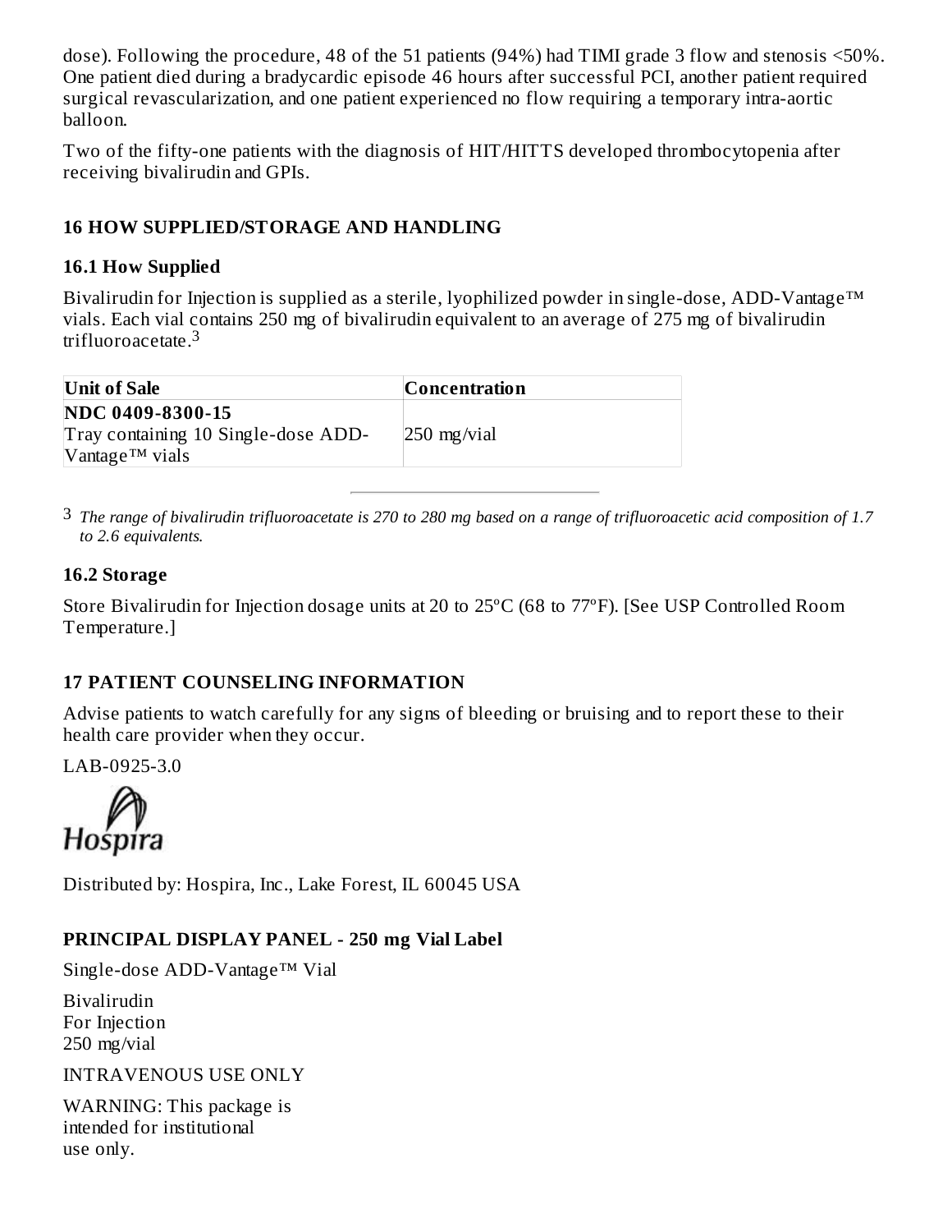dose). Following the procedure, 48 of the 51 patients (94%) had TIMI grade 3 flow and stenosis <50%. One patient died during a bradycardic episode 46 hours after successful PCI, another patient required surgical revascularization, and one patient experienced no flow requiring a temporary intra-aortic balloon.

Two of the fifty-one patients with the diagnosis of HIT/HITTS developed thrombocytopenia after receiving bivalirudin and GPIs.

## 16 HOW SUPPLIED/STORAGE AND HANDLING

### 16.1 How Supplied

Bivalirudin for Injection is supplied as a sterile, lyophilized powder in single-dose, ADD-Vantage™ vials. Each vial contains 250 mg of bivalirudin equivalent to an average of 275 mg of bivalirudin trifluoroacetate.[3]

| Unit of Sale | Concentration |
|---|---|
| **NDC 0409-8300-15** Tray containing 10 Single-dose ADD-Vantage™ vials | 250 mg/vial |

[3] *The range of bivalirudin trifluoroacetate is 270 to 280 mg based on a range of trifluoroacetic acid composition of 1.7 to 2.6 equivalents.*

### 16.2 Storage

Store Bivalirudin for Injection dosage units at 20 to 25ºC (68 to 77ºF). [See USP Controlled Room Temperature.]

## 17 PATIENT COUNSELING INFORMATION

Advise patients to watch carefully for any signs of bleeding or bruising and to report these to their health care provider when they occur.

LAB-0925-3.0

Hospira

Distributed by: Hospira, Inc., Lake Forest, IL 60045 USA

## PRINCIPAL DISPLAY PANEL - 250 mg Vial Label

Single-dose ADD-Vantage™ Vial

Bivalirudin
For Injection
250 mg/vial

INTRAVENOUS USE ONLY

WARNING: This package is intended for institutional use only.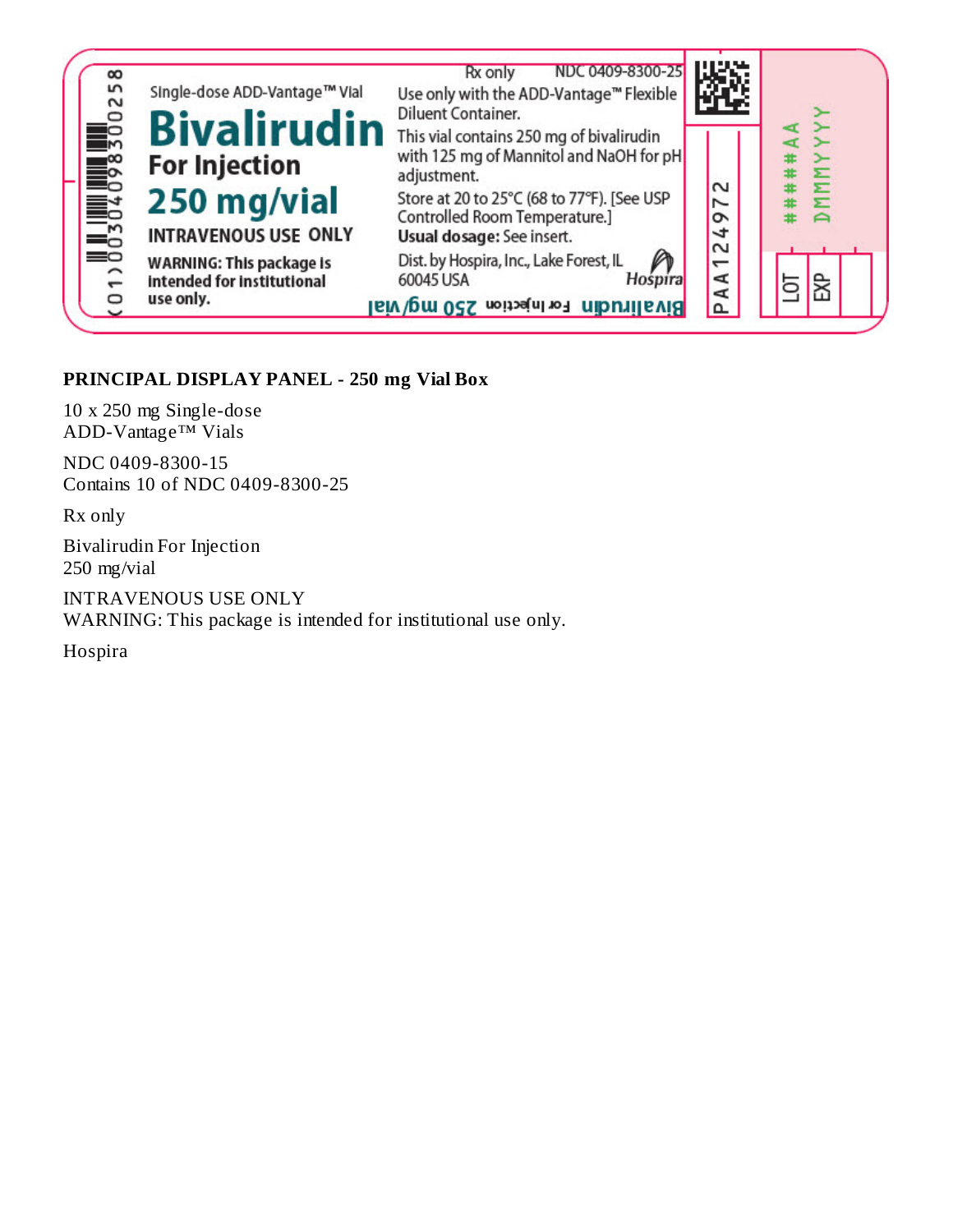Rx only NDC 0409-8300-25

Single-dose ADD-Vantage™ Vial

**Bivalirudin**

**For Injection**

**250 mg/vial**

**INTRAVENOUS USE ONLY**

**WARNING: This package is intended for institutional use only.**

Use only with the ADD-Vantage™ Flexible Diluent Container.

This vial contains 250 mg of bivalirudin with 125 mg of Mannitol and NaOH for pH adjustment.

Store at 20 to 25°C (68 to 77°F). [See USP Controlled Room Temperature.]

**Usual dosage:** See insert.

Dist. by Hospira, Inc., Lake Forest, IL 60045 USA

Hospira

(01)00304098300258

PAA124972

LOT ####AA

EXP DMMMYYYY

**PRINCIPAL DISPLAY PANEL - 250 mg Vial Box**

10 x 250 mg Single-dose
ADD-Vantage™ Vials

NDC 0409-8300-15
Contains 10 of NDC 0409-8300-25

Rx only

Bivalirudin For Injection
250 mg/vial

INTRAVENOUS USE ONLY
WARNING: This package is intended for institutional use only.

Hospira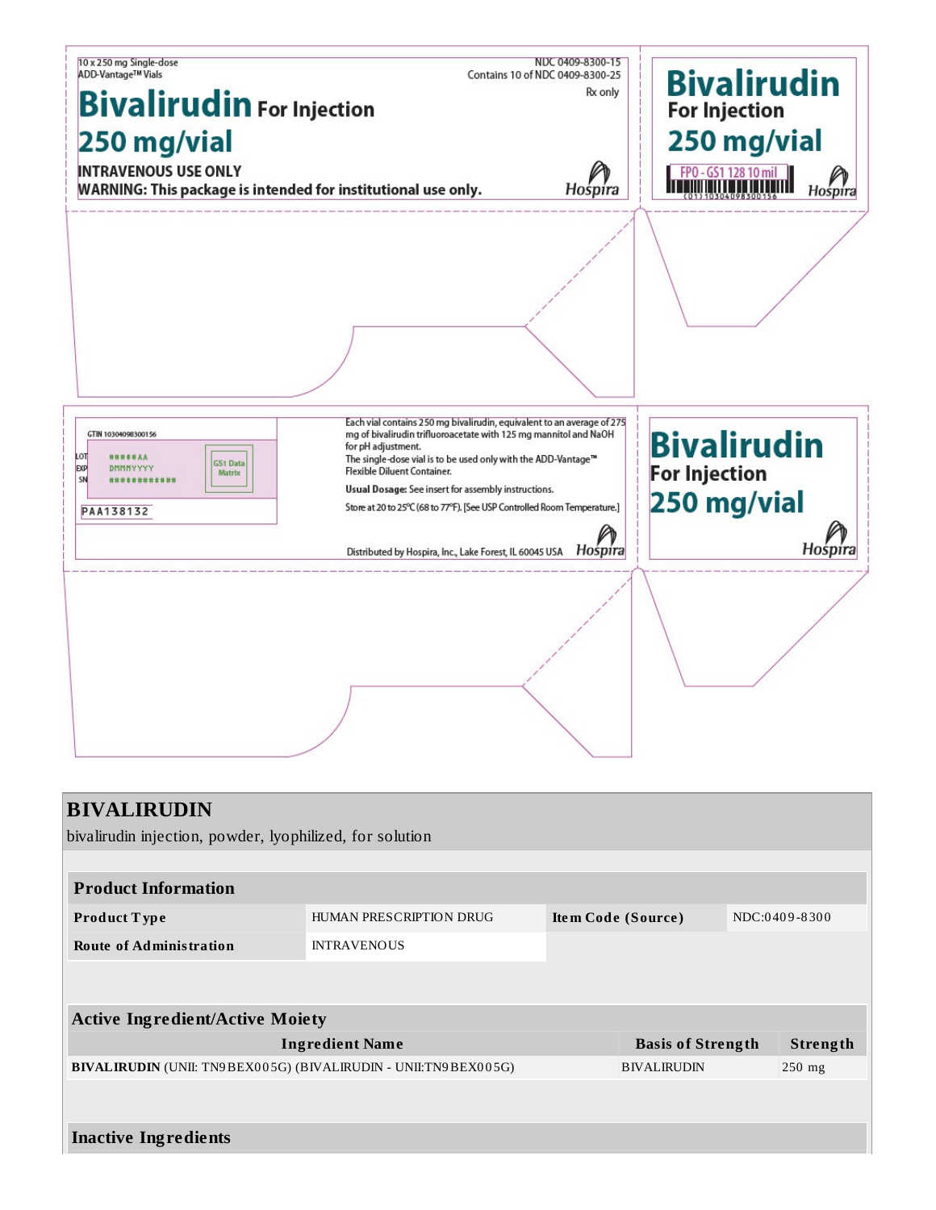10 x 250 mg Single-dose
ADD-Vantage™ Vials

NDC 0409-8300-15
Contains 10 of NDC 0409-8300-25
Rx only

**Bivalirudin For Injection**
**250 mg/vial**

**INTRAVENOUS USE ONLY**
**WARNING: This package is intended for institutional use only.**

Hospira

**Bivalirudin**
**For Injection**
**250 mg/vial**

FPO - GS1 128 10 mil
(01) 10304098300156

Hospira

GTIN 10304098300156

LOT #####AA
EXP DMMMYYYY
SN ############

GS1 Data Matrix

PAA138132

Each vial contains 250 mg bivalirudin, equivalent to an average of 275 mg of bivalirudin trifluoroacetate with 125 mg mannitol and NaOH for pH adjustment.
The single-dose vial is to be used only with the ADD-Vantage™ Flexible Diluent Container.

**Usual Dosage:** See insert for assembly instructions.

Store at 20 to 25°C (68 to 77°F). [See USP Controlled Room Temperature.]

Distributed by Hospira, Inc., Lake Forest, IL 60045 USA

Hospira

**Bivalirudin**
**For Injection**
**250 mg/vial**

Hospira

# BIVALIRUDIN

bivalirudin injection, powder, lyophilized, for solution

| **Product Information** | | | |
|---|---|---|---|
| **Product Type** | HUMAN PRESCRIPTION DRUG | **Item Code (Source)** | NDC:0409-8300 |
| **Route of Administration** | INTRAVENOUS | | |

| **Active Ingredient/Active Moiety** | | |
|---|---|---|
| **Ingredient Name** | **Basis of Strength** | **Strength** |
| **BIVALIRUDIN** (UNII: TN9BEX005G) (BIVALIRUDIN - UNII:TN9BEX005G) | BIVALIRUDIN | 250 mg |

| **Inactive Ingredients** |
|---|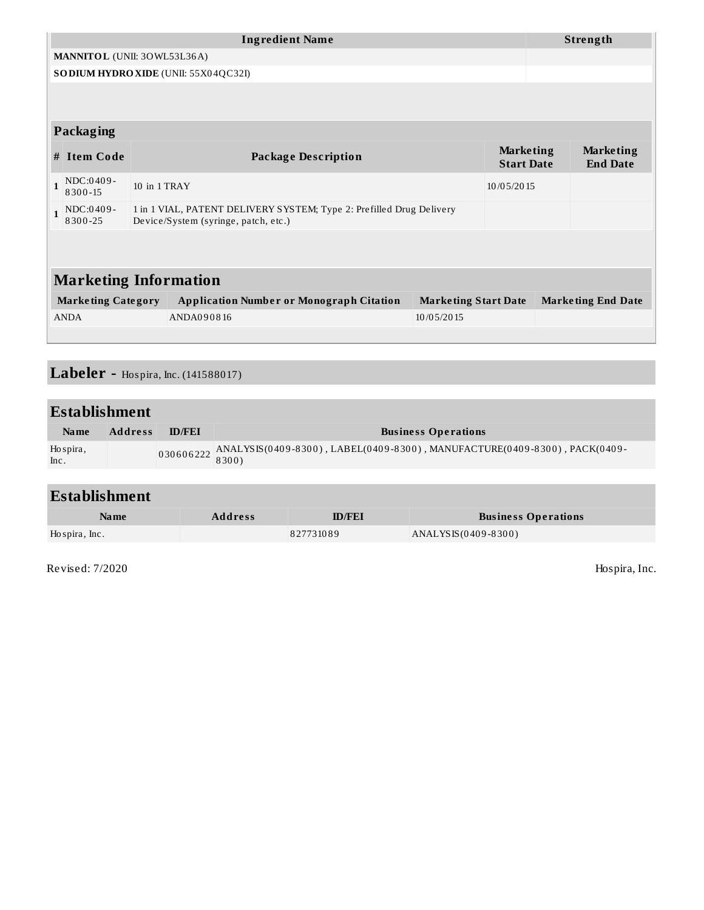| Ingredient Name | Strength |
|---|---|
| **MANNITOL** (UNII: 3OWL53L36A) | |
| **SODIUM HYDROXIDE** (UNII: 55X04QC32I) | |

### Packaging

| # | Item Code | Package Description | Marketing Start Date | Marketing End Date |
|---|---|---|---|---|
| 1 | NDC:0409-8300-15 | 10 in 1 TRAY | 10/05/2015 | |
| 1 | NDC:0409-8300-25 | 1 in 1 VIAL, PATENT DELIVERY SYSTEM; Type 2: Prefilled Drug Delivery Device/System (syringe, patch, etc.) | | |

### Marketing Information

| Marketing Category | Application Number or Monograph Citation | Marketing Start Date | Marketing End Date |
|---|---|---|---|
| ANDA | ANDA090816 | 10/05/2015 | |

## Labeler - Hospira, Inc. (141588017)

## Establishment

| Name | Address | ID/FEI | Business Operations |
|---|---|---|---|
| Hospira, Inc. | | 030606222 | ANALYSIS(0409-8300) , LABEL(0409-8300) , MANUFACTURE(0409-8300) , PACK(0409-8300) |

## Establishment

| Name | Address | ID/FEI | Business Operations |
|---|---|---|---|
| Hospira, Inc. | | 827731089 | ANALYSIS(0409-8300) |

Revised: 7/2020

Hospira, Inc.